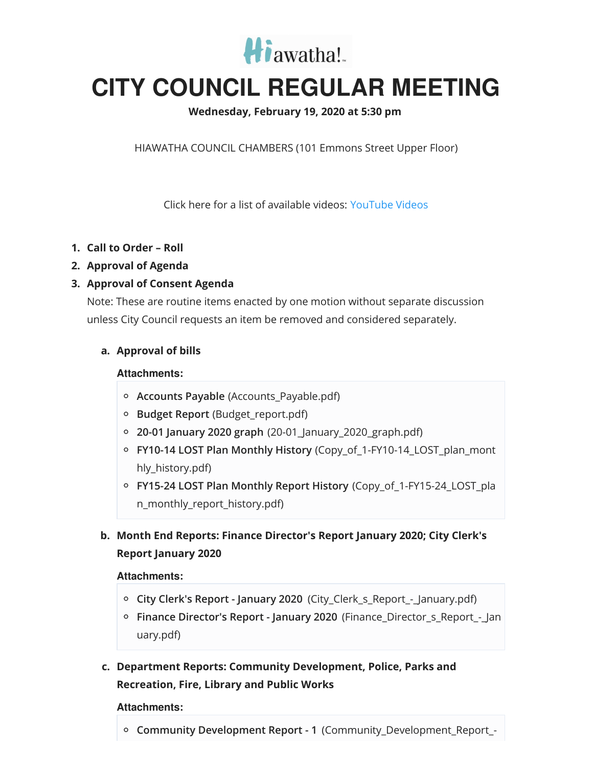Hiawatha!

# CITY COUNCIL REGULAR MEETING

**Wednesday, February 19, 2020 at 5:30 pm**

HIAWATHA COUNCIL CHAMBERS (101 Emmons Street Upper Floor)

Click here for a list of available videos: YouTube Videos

1. **Call to Order – Roll**
2. **Approval of Agenda**
3. **Approval of Consent Agenda**

   Note: These are routine items enacted by one motion without separate discussion unless City Council requests an item be removed and considered separately.

   a. **Approval of bills**

   **Attachments:**

   - **Accounts Payable** (Accounts_Payable.pdf)
   - **Budget Report** (Budget_report.pdf)
   - **20-01 January 2020 graph** (20-01_January_2020_graph.pdf)
   - **FY10-14 LOST Plan Monthly History** (Copy_of_1-FY10-14_LOST_plan_monthly_history.pdf)
   - **FY15-24 LOST Plan Monthly Report History** (Copy_of_1-FY15-24_LOST_plan_monthly_report_history.pdf)

   b. **Month End Reports: Finance Director's Report January 2020; City Clerk's Report January 2020**

   **Attachments:**

   - **City Clerk's Report - January 2020** (City_Clerk_s_Report_-_January.pdf)
   - **Finance Director's Report - January 2020** (Finance_Director_s_Report_-_January.pdf)

   c. **Department Reports: Community Development, Police, Parks and Recreation, Fire, Library and Public Works**

   **Attachments:**

   - **Community Development Report - 1** (Community_Development_Report_-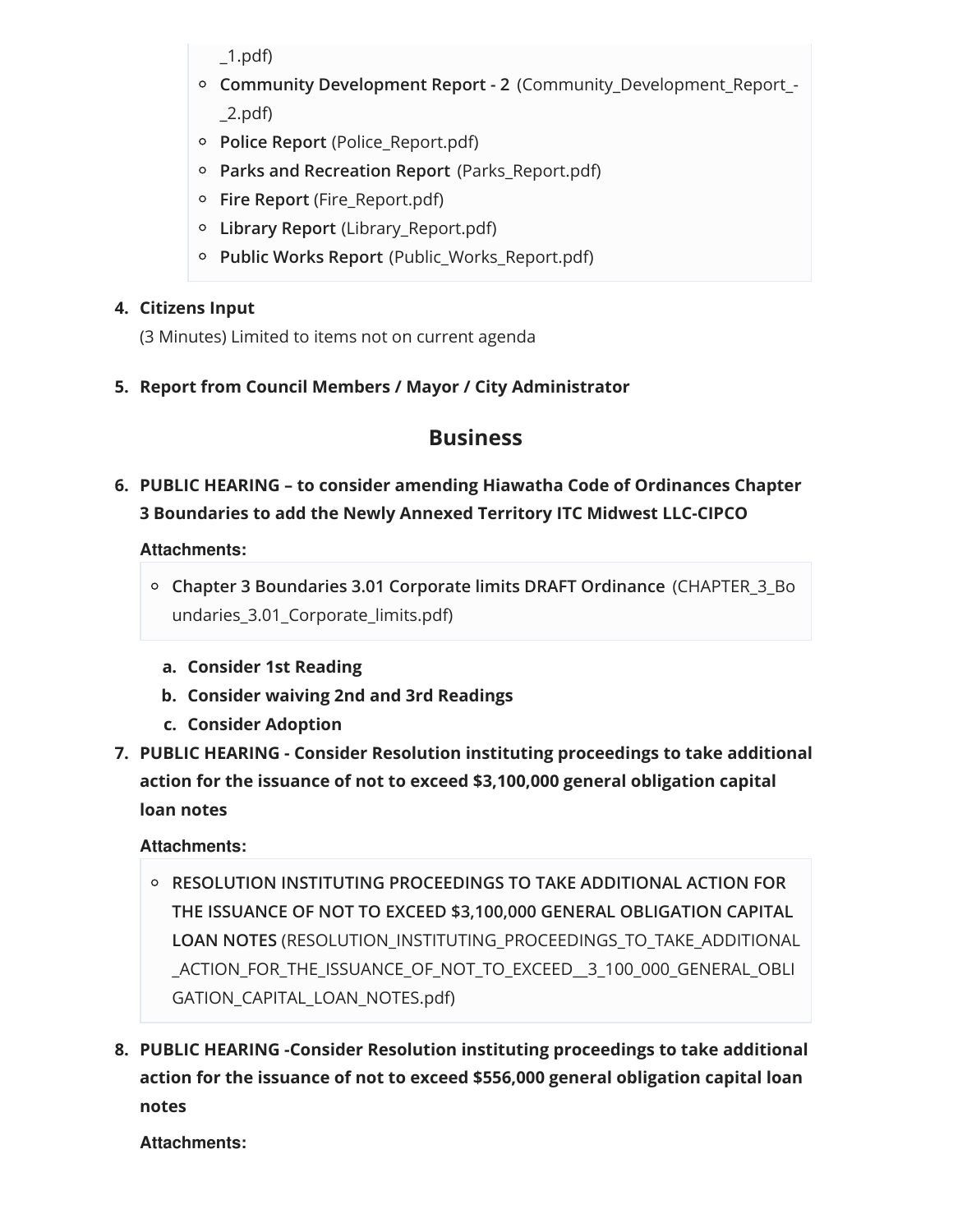- _1.pdf)
    - **Community Development Report - 2** (Community_Development_Report_-_2.pdf)
    - **Police Report** (Police_Report.pdf)
    - **Parks and Recreation Report** (Parks_Report.pdf)
    - **Fire Report** (Fire_Report.pdf)
    - **Library Report** (Library_Report.pdf)
    - **Public Works Report** (Public_Works_Report.pdf)

4. **Citizens Input**

   (3 Minutes) Limited to items not on current agenda

5. **Report from Council Members / Mayor / City Administrator**

## Business

6. **PUBLIC HEARING – to consider amending Hiawatha Code of Ordinances Chapter 3 Boundaries to add the Newly Annexed Territory ITC Midwest LLC-CIPCO**

   **Attachments:**

   - **Chapter 3 Boundaries 3.01 Corporate limits DRAFT Ordinance** (CHAPTER_3_Boundaries_3.01_Corporate_limits.pdf)

   a. **Consider 1st Reading**
   b. **Consider waiving 2nd and 3rd Readings**
   c. **Consider Adoption**

7. **PUBLIC HEARING - Consider Resolution instituting proceedings to take additional action for the issuance of not to exceed $3,100,000 general obligation capital loan notes**

   **Attachments:**

   - **RESOLUTION INSTITUTING PROCEEDINGS TO TAKE ADDITIONAL ACTION FOR THE ISSUANCE OF NOT TO EXCEED $3,100,000 GENERAL OBLIGATION CAPITAL LOAN NOTES** (RESOLUTION_INSTITUTING_PROCEEDINGS_TO_TAKE_ADDITIONAL_ACTION_FOR_THE_ISSUANCE_OF_NOT_TO_EXCEED__3_100_000_GENERAL_OBLIGATION_CAPITAL_LOAN_NOTES.pdf)

8. **PUBLIC HEARING -Consider Resolution instituting proceedings to take additional action for the issuance of not to exceed $556,000 general obligation capital loan notes**

   **Attachments:**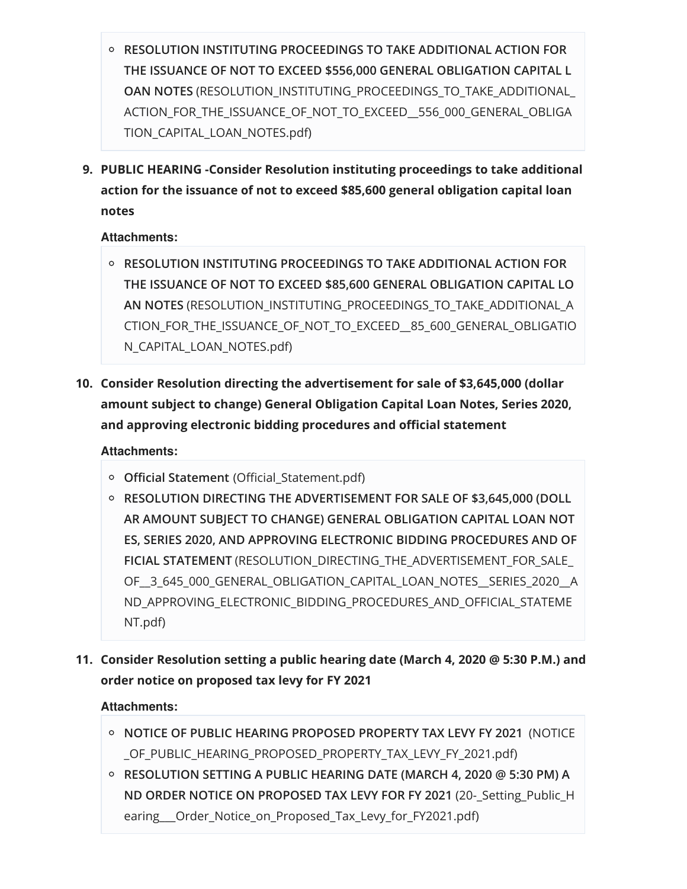- **RESOLUTION INSTITUTING PROCEEDINGS TO TAKE ADDITIONAL ACTION FOR THE ISSUANCE OF NOT TO EXCEED $556,000 GENERAL OBLIGATION CAPITAL LOAN NOTES** (RESOLUTION_INSTITUTING_PROCEEDINGS_TO_TAKE_ADDITIONAL_ACTION_FOR_THE_ISSUANCE_OF_NOT_TO_EXCEED__556_000_GENERAL_OBLIGATION_CAPITAL_LOAN_NOTES.pdf)

9. **PUBLIC HEARING -Consider Resolution instituting proceedings to take additional action for the issuance of not to exceed $85,600 general obligation capital loan notes**

   **Attachments:**

   - **RESOLUTION INSTITUTING PROCEEDINGS TO TAKE ADDITIONAL ACTION FOR THE ISSUANCE OF NOT TO EXCEED $85,600 GENERAL OBLIGATION CAPITAL LOAN NOTES** (RESOLUTION_INSTITUTING_PROCEEDINGS_TO_TAKE_ADDITIONAL_ACTION_FOR_THE_ISSUANCE_OF_NOT_TO_EXCEED__85_600_GENERAL_OBLIGATION_CAPITAL_LOAN_NOTES.pdf)

10. **Consider Resolution directing the advertisement for sale of $3,645,000 (dollar amount subject to change) General Obligation Capital Loan Notes, Series 2020, and approving electronic bidding procedures and official statement**

    **Attachments:**

    - **Official Statement** (Official_Statement.pdf)
    - **RESOLUTION DIRECTING THE ADVERTISEMENT FOR SALE OF $3,645,000 (DOLLAR AMOUNT SUBJECT TO CHANGE) GENERAL OBLIGATION CAPITAL LOAN NOTES, SERIES 2020, AND APPROVING ELECTRONIC BIDDING PROCEDURES AND OFFICIAL STATEMENT** (RESOLUTION_DIRECTING_THE_ADVERTISEMENT_FOR_SALE_OF__3_645_000_GENERAL_OBLIGATION_CAPITAL_LOAN_NOTES__SERIES_2020__AND_APPROVING_ELECTRONIC_BIDDING_PROCEDURES_AND_OFFICIAL_STATEMENT.pdf)

11. **Consider Resolution setting a public hearing date (March 4, 2020 @ 5:30 P.M.) and order notice on proposed tax levy for FY 2021**

    **Attachments:**

    - **NOTICE OF PUBLIC HEARING PROPOSED PROPERTY TAX LEVY FY 2021** (NOTICE_OF_PUBLIC_HEARING_PROPOSED_PROPERTY_TAX_LEVY_FY_2021.pdf)
    - **RESOLUTION SETTING A PUBLIC HEARING DATE (MARCH 4, 2020 @ 5:30 PM) AND ORDER NOTICE ON PROPOSED TAX LEVY FOR FY 2021** (20-_Setting_Public_Hearing___Order_Notice_on_Proposed_Tax_Levy_for_FY2021.pdf)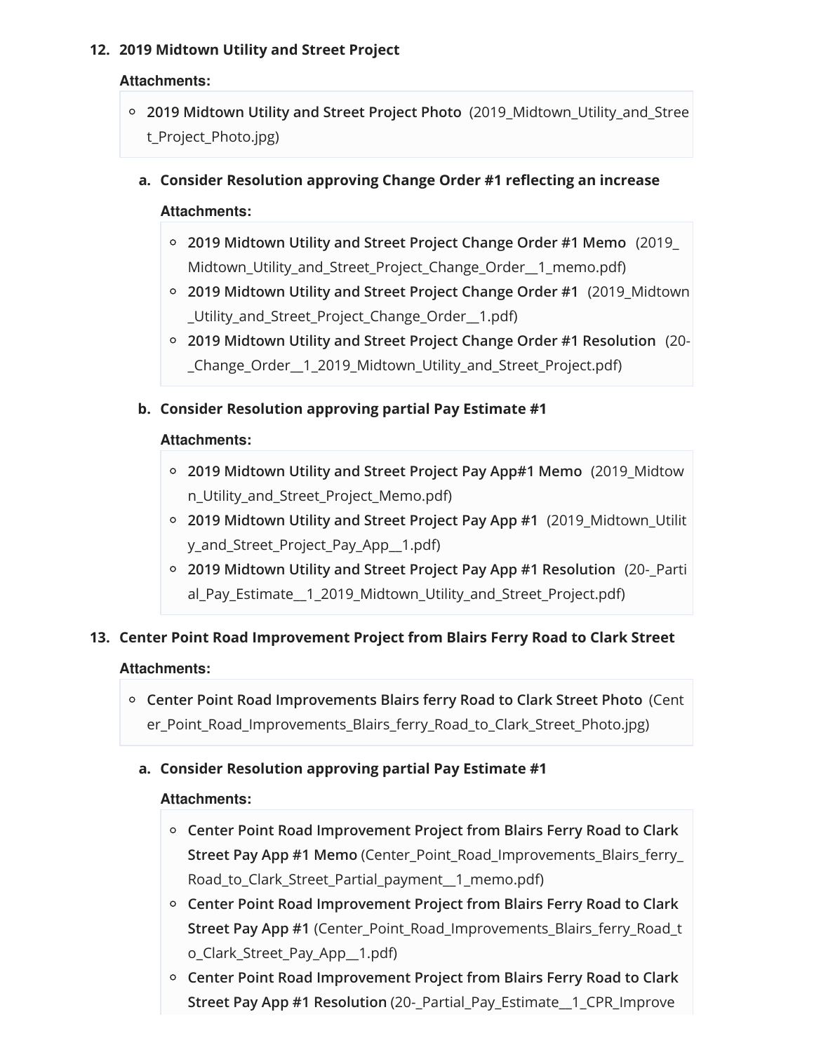12. **2019 Midtown Utility and Street Project**

    **Attachments:**

    - **2019 Midtown Utility and Street Project Photo** (2019_Midtown_Utility_and_Street_Project_Photo.jpg)

    a. **Consider Resolution approving Change Order #1 reflecting an increase**

       **Attachments:**

       - **2019 Midtown Utility and Street Project Change Order #1 Memo** (2019_Midtown_Utility_and_Street_Project_Change_Order__1_memo.pdf)
       - **2019 Midtown Utility and Street Project Change Order #1** (2019_Midtown_Utility_and_Street_Project_Change_Order__1.pdf)
       - **2019 Midtown Utility and Street Project Change Order #1 Resolution** (20-_Change_Order__1_2019_Midtown_Utility_and_Street_Project.pdf)

    b. **Consider Resolution approving partial Pay Estimate #1**

       **Attachments:**

       - **2019 Midtown Utility and Street Project Pay App#1 Memo** (2019_Midtown_Utility_and_Street_Project_Memo.pdf)
       - **2019 Midtown Utility and Street Project Pay App #1** (2019_Midtown_Utility_and_Street_Project_Pay_App__1.pdf)
       - **2019 Midtown Utility and Street Project Pay App #1 Resolution** (20-_Partial_Pay_Estimate__1_2019_Midtown_Utility_and_Street_Project.pdf)

13. **Center Point Road Improvement Project from Blairs Ferry Road to Clark Street**

    **Attachments:**

    - **Center Point Road Improvements Blairs ferry Road to Clark Street Photo** (Center_Point_Road_Improvements_Blairs_ferry_Road_to_Clark_Street_Photo.jpg)

    a. **Consider Resolution approving partial Pay Estimate #1**

       **Attachments:**

       - **Center Point Road Improvement Project from Blairs Ferry Road to Clark Street Pay App #1 Memo** (Center_Point_Road_Improvements_Blairs_ferry_Road_to_Clark_Street_Partial_payment__1_memo.pdf)
       - **Center Point Road Improvement Project from Blairs Ferry Road to Clark Street Pay App #1** (Center_Point_Road_Improvements_Blairs_ferry_Road_to_Clark_Street_Pay_App__1.pdf)
       - **Center Point Road Improvement Project from Blairs Ferry Road to Clark Street Pay App #1 Resolution** (20-_Partial_Pay_Estimate__1_CPR_Improve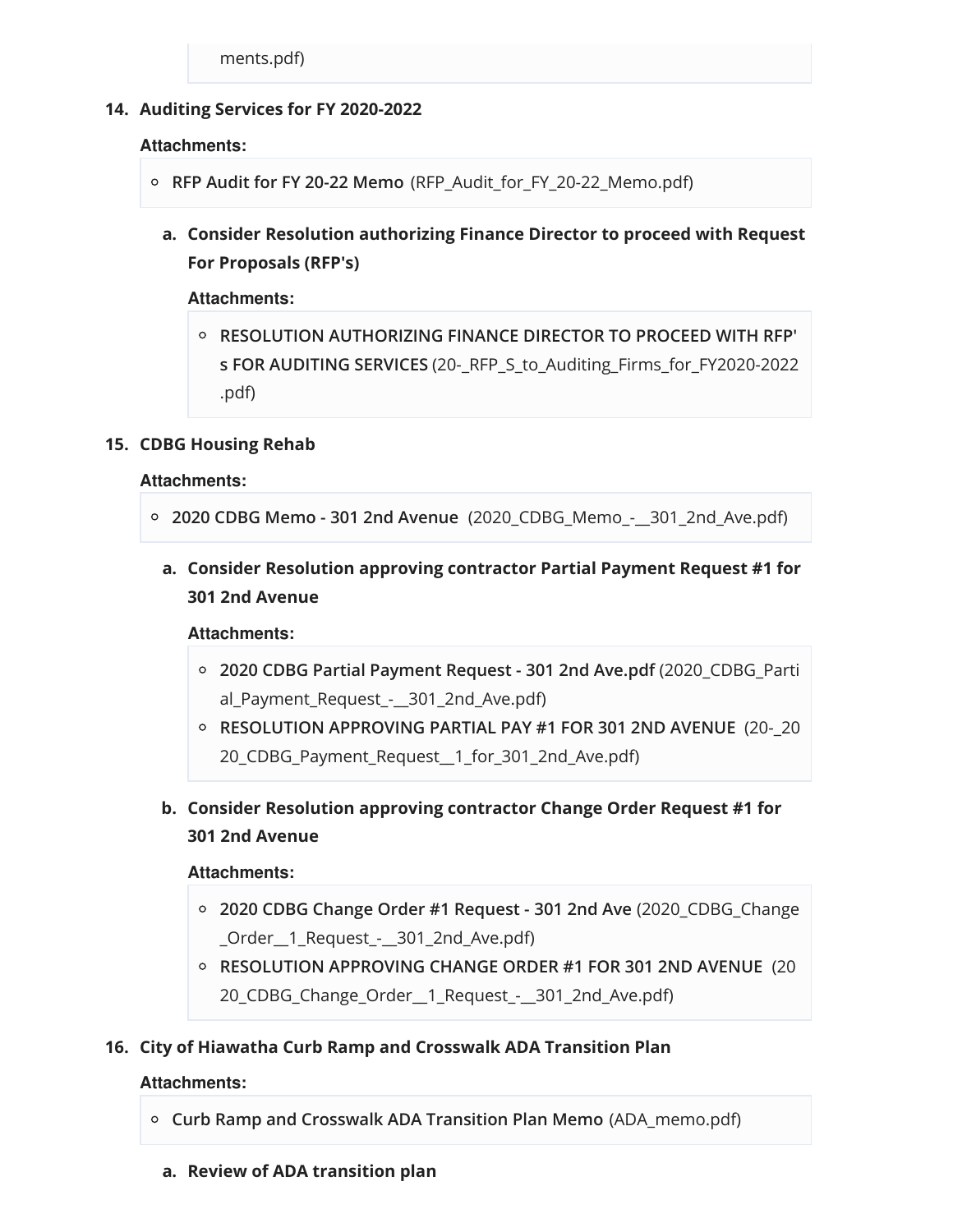ments.pdf)

14. **Auditing Services for FY 2020-2022**

    **Attachments:**

    - **RFP Audit for FY 20-22 Memo** (RFP_Audit_for_FY_20-22_Memo.pdf)

    a. **Consider Resolution authorizing Finance Director to proceed with Request For Proposals (RFP's)**

       **Attachments:**

       - **RESOLUTION AUTHORIZING FINANCE DIRECTOR TO PROCEED WITH RFP's FOR AUDITING SERVICES** (20-_RFP_S_to_Auditing_Firms_for_FY2020-2022.pdf)

15. **CDBG Housing Rehab**

    **Attachments:**

    - **2020 CDBG Memo - 301 2nd Avenue** (2020_CDBG_Memo_-__301_2nd_Ave.pdf)

    a. **Consider Resolution approving contractor Partial Payment Request #1 for 301 2nd Avenue**

       **Attachments:**

       - **2020 CDBG Partial Payment Request - 301 2nd Ave.pdf** (2020_CDBG_Partial_Payment_Request_-__301_2nd_Ave.pdf)
       - **RESOLUTION APPROVING PARTIAL PAY #1 FOR 301 2ND AVENUE** (20-_2020_CDBG_Payment_Request__1_for_301_2nd_Ave.pdf)

    b. **Consider Resolution approving contractor Change Order Request #1 for 301 2nd Avenue**

       **Attachments:**

       - **2020 CDBG Change Order #1 Request - 301 2nd Ave** (2020_CDBG_Change_Order__1_Request_-__301_2nd_Ave.pdf)
       - **RESOLUTION APPROVING CHANGE ORDER #1 FOR 301 2ND AVENUE** (2020_CDBG_Change_Order__1_Request_-__301_2nd_Ave.pdf)

16. **City of Hiawatha Curb Ramp and Crosswalk ADA Transition Plan**

    **Attachments:**

    - **Curb Ramp and Crosswalk ADA Transition Plan Memo** (ADA_memo.pdf)

    a. **Review of ADA transition plan**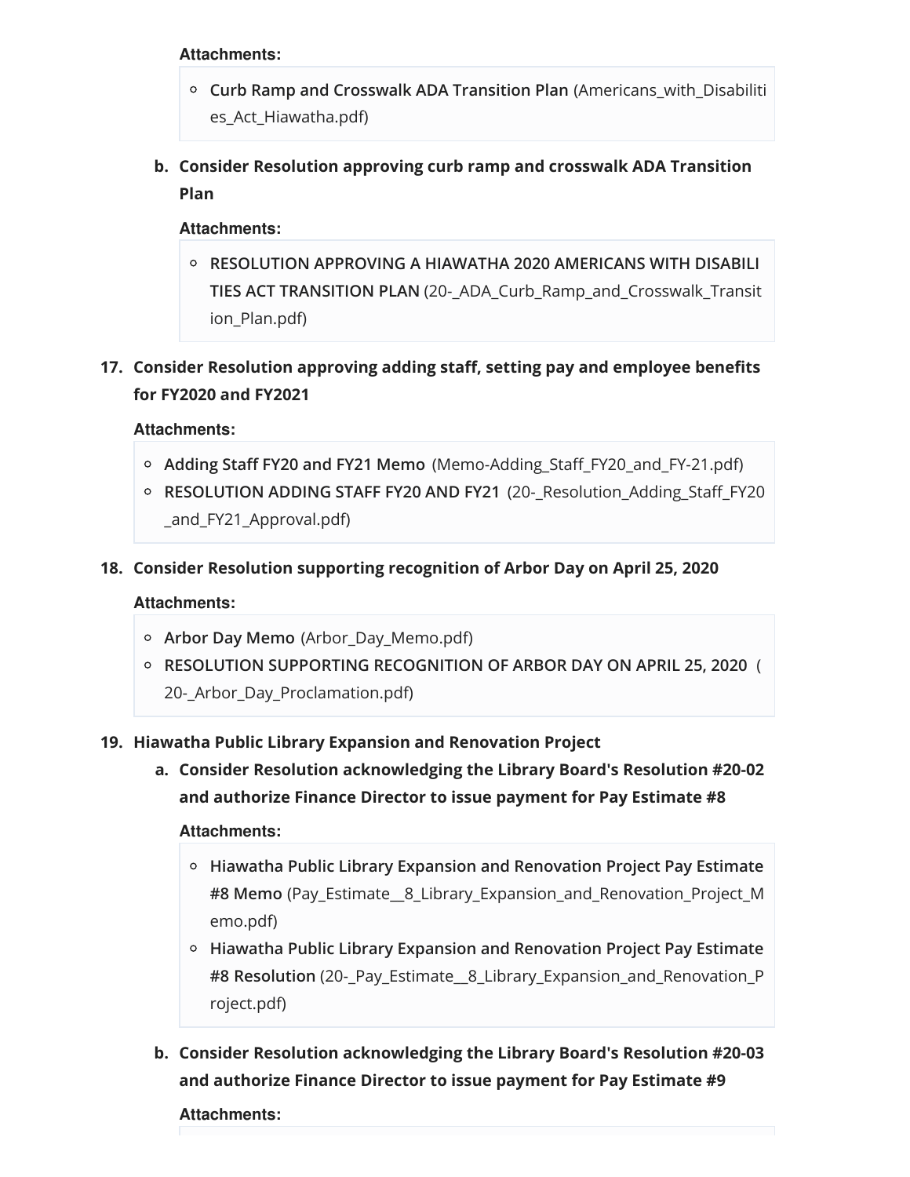**Attachments:**

- **Curb Ramp and Crosswalk ADA Transition Plan** (Americans_with_Disabilities_Act_Hiawatha.pdf)

b. **Consider Resolution approving curb ramp and crosswalk ADA Transition Plan**

**Attachments:**

- **RESOLUTION APPROVING A HIAWATHA 2020 AMERICANS WITH DISABILITIES ACT TRANSITION PLAN** (20-_ADA_Curb_Ramp_and_Crosswalk_Transition_Plan.pdf)

17. **Consider Resolution approving adding staff, setting pay and employee benefits for FY2020 and FY2021**

**Attachments:**

- **Adding Staff FY20 and FY21 Memo** (Memo-Adding_Staff_FY20_and_FY-21.pdf)
- **RESOLUTION ADDING STAFF FY20 AND FY21** (20-_Resolution_Adding_Staff_FY20_and_FY21_Approval.pdf)

18. **Consider Resolution supporting recognition of Arbor Day on April 25, 2020**

**Attachments:**

- **Arbor Day Memo** (Arbor_Day_Memo.pdf)
- **RESOLUTION SUPPORTING RECOGNITION OF ARBOR DAY ON APRIL 25, 2020** (20-_Arbor_Day_Proclamation.pdf)

19. **Hiawatha Public Library Expansion and Renovation Project**

a. **Consider Resolution acknowledging the Library Board's Resolution #20-02 and authorize Finance Director to issue payment for Pay Estimate #8**

**Attachments:**

- **Hiawatha Public Library Expansion and Renovation Project Pay Estimate #8 Memo** (Pay_Estimate__8_Library_Expansion_and_Renovation_Project_Memo.pdf)
- **Hiawatha Public Library Expansion and Renovation Project Pay Estimate #8 Resolution** (20-_Pay_Estimate__8_Library_Expansion_and_Renovation_Project.pdf)

b. **Consider Resolution acknowledging the Library Board's Resolution #20-03 and authorize Finance Director to issue payment for Pay Estimate #9**

**Attachments:**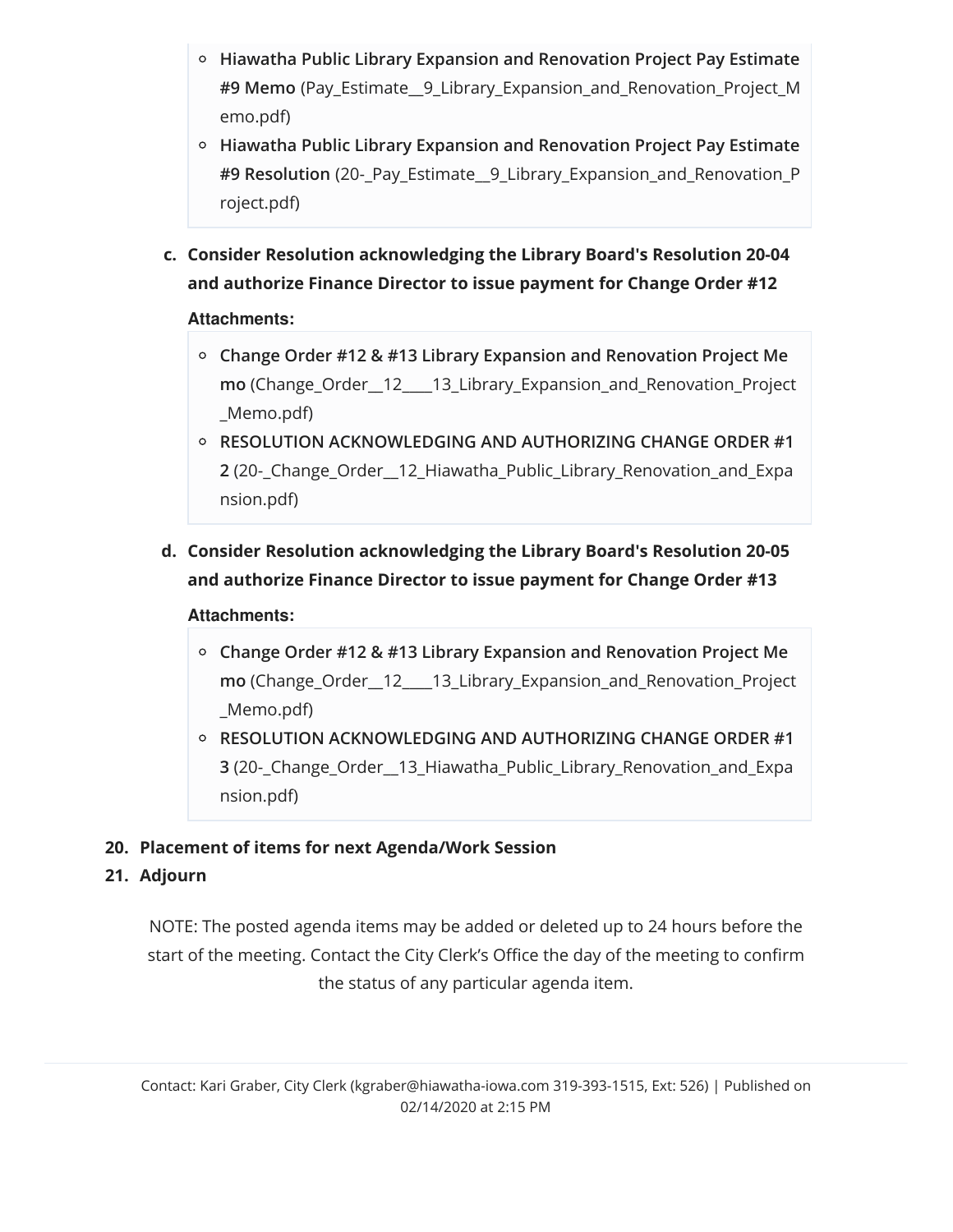- **Hiawatha Public Library Expansion and Renovation Project Pay Estimate #9 Memo** (Pay_Estimate__9_Library_Expansion_and_Renovation_Project_Memo.pdf)
- **Hiawatha Public Library Expansion and Renovation Project Pay Estimate #9 Resolution** (20-_Pay_Estimate__9_Library_Expansion_and_Renovation_Project.pdf)

c. **Consider Resolution acknowledging the Library Board's Resolution 20-04 and authorize Finance Director to issue payment for Change Order #12**

   **Attachments:**

   - **Change Order #12 & #13 Library Expansion and Renovation Project Memo** (Change_Order__12____13_Library_Expansion_and_Renovation_Project_Memo.pdf)
   - **RESOLUTION ACKNOWLEDGING AND AUTHORIZING CHANGE ORDER #12** (20-_Change_Order__12_Hiawatha_Public_Library_Renovation_and_Expansion.pdf)

d. **Consider Resolution acknowledging the Library Board's Resolution 20-05 and authorize Finance Director to issue payment for Change Order #13**

   **Attachments:**

   - **Change Order #12 & #13 Library Expansion and Renovation Project Memo** (Change_Order__12____13_Library_Expansion_and_Renovation_Project_Memo.pdf)
   - **RESOLUTION ACKNOWLEDGING AND AUTHORIZING CHANGE ORDER #13** (20-_Change_Order__13_Hiawatha_Public_Library_Renovation_and_Expansion.pdf)

20. **Placement of items for next Agenda/Work Session**
21. **Adjourn**

NOTE: The posted agenda items may be added or deleted up to 24 hours before the start of the meeting. Contact the City Clerk's Office the day of the meeting to confirm the status of any particular agenda item.

Contact: Kari Graber, City Clerk (kgraber@hiawatha-iowa.com 319-393-1515, Ext: 526) | Published on 02/14/2020 at 2:15 PM